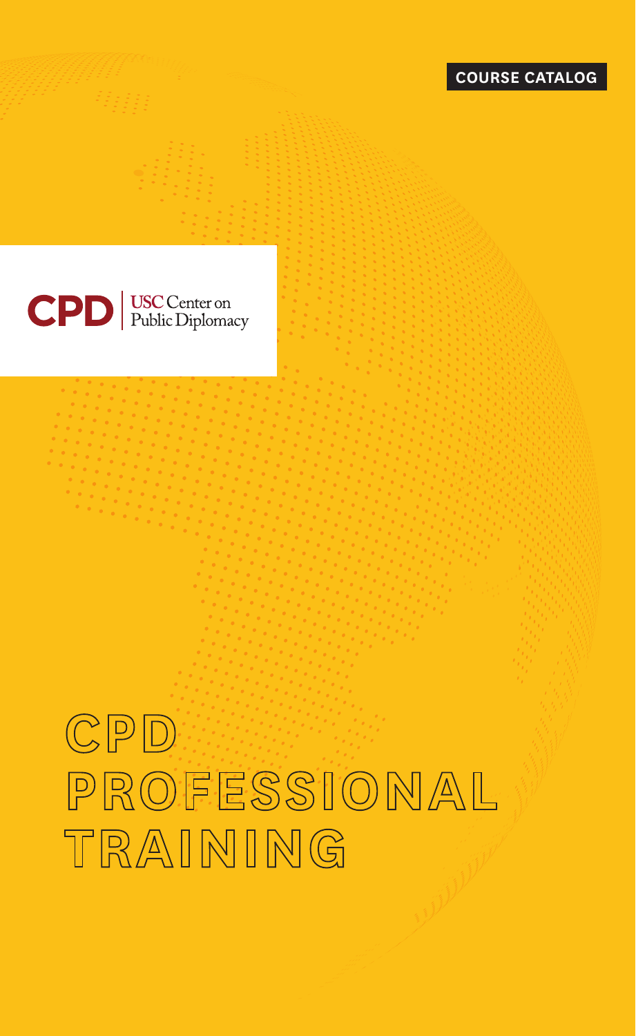COURSE CATALOG

CPD | USC Center on Public Diplomacy

# CPD PROFESSIONAL TRAINING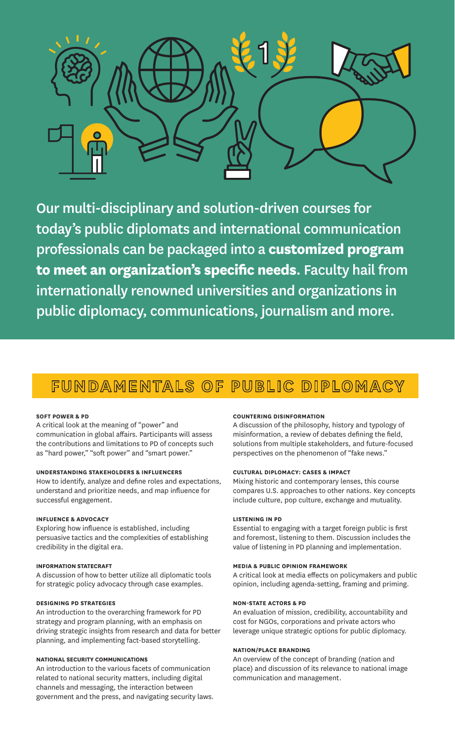Our multi-disciplinary and solution-driven courses for today's public diplomats and international communication professionals can be packaged into a **customized program to meet an organization's specific needs**. Faculty hail from internationally renowned universities and organizations in public diplomacy, communications, journalism and more.

## FUNDAMENTALS OF PUBLIC DIPLOMACY

**SOFT POWER & PD**
A critical look at the meaning of "power" and communication in global affairs. Participants will assess the contributions and limitations to PD of concepts such as "hard power," "soft power" and "smart power."

**UNDERSTANDING STAKEHOLDERS & INFLUENCERS**
How to identify, analyze and define roles and expectations, understand and prioritize needs, and map influence for successful engagement.

**INFLUENCE & ADVOCACY**
Exploring how influence is established, including persuasive tactics and the complexities of establishing credibility in the digital era.

**INFORMATION STATECRAFT**
A discussion of how to better utilize all diplomatic tools for strategic policy advocacy through case examples.

**DESIGNING PD STRATEGIES**
An introduction to the overarching framework for PD strategy and program planning, with an emphasis on driving strategic insights from research and data for better planning, and implementing fact-based storytelling.

**NATIONAL SECURITY COMMUNICATIONS**
An introduction to the various facets of communication related to national security matters, including digital channels and messaging, the interaction between government and the press, and navigating security laws.

**COUNTERING DISINFORMATION**
A discussion of the philosophy, history and typology of misinformation, a review of debates defining the field, solutions from multiple stakeholders, and future-focused perspectives on the phenomenon of "fake news."

**CULTURAL DIPLOMACY: CASES & IMPACT**
Mixing historic and contemporary lenses, this course compares U.S. approaches to other nations. Key concepts include culture, pop culture, exchange and mutuality.

**LISTENING IN PD**
Essential to engaging with a target foreign public is first and foremost, listening to them. Discussion includes the value of listening in PD planning and implementation.

**MEDIA & PUBLIC OPINION FRAMEWORK**
A critical look at media effects on policymakers and public opinion, including agenda-setting, framing and priming.

**NON-STATE ACTORS & PD**
An evaluation of mission, credibility, accountability and cost for NGOs, corporations and private actors who leverage unique strategic options for public diplomacy.

**NATION/PLACE BRANDING**
An overview of the concept of branding (nation and place) and discussion of its relevance to national image communication and management.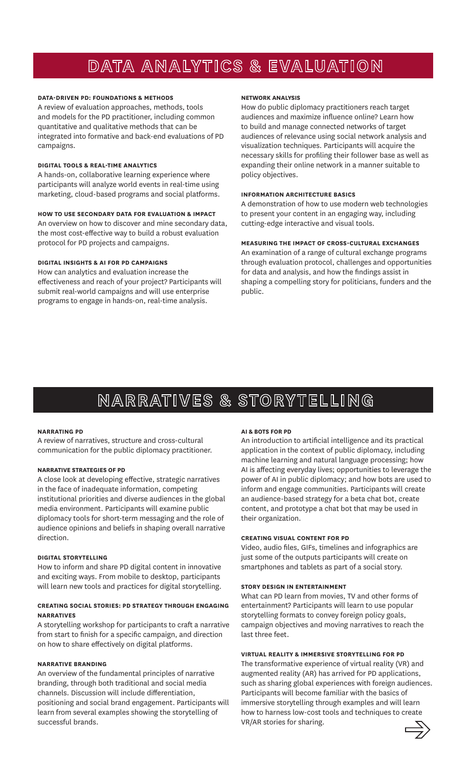# DATA ANALYTICS & EVALUATION

### DATA-DRIVEN PD: FOUNDATIONS & METHODS

A review of evaluation approaches, methods, tools and models for the PD practitioner, including common quantitative and qualitative methods that can be integrated into formative and back-end evaluations of PD campaigns.

### DIGITAL TOOLS & REAL-TIME ANALYTICS

A hands-on, collaborative learning experience where participants will analyze world events in real-time using marketing, cloud-based programs and social platforms.

### HOW TO USE SECONDARY DATA FOR EVALUATION & IMPACT

An overview on how to discover and mine secondary data, the most cost-effective way to build a robust evaluation protocol for PD projects and campaigns.

### DIGITAL INSIGHTS & AI FOR PD CAMPAIGNS

How can analytics and evaluation increase the effectiveness and reach of your project? Participants will submit real-world campaigns and will use enterprise programs to engage in hands-on, real-time analysis.

### NETWORK ANALYSIS

How do public diplomacy practitioners reach target audiences and maximize influence online? Learn how to build and manage connected networks of target audiences of relevance using social network analysis and visualization techniques. Participants will acquire the necessary skills for profiling their follower base as well as expanding their online network in a manner suitable to policy objectives.

### INFORMATION ARCHITECTURE BASICS

A demonstration of how to use modern web technologies to present your content in an engaging way, including cutting-edge interactive and visual tools.

### MEASURING THE IMPACT OF CROSS-CULTURAL EXCHANGES

An examination of a range of cultural exchange programs through evaluation protocol, challenges and opportunities for data and analysis, and how the findings assist in shaping a compelling story for politicians, funders and the public.

# NARRATIVES & STORYTELLING

### NARRATING PD

A review of narratives, structure and cross-cultural communication for the public diplomacy practitioner.

### NARRATIVE STRATEGIES OF PD

A close look at developing effective, strategic narratives in the face of inadequate information, competing institutional priorities and diverse audiences in the global media environment. Participants will examine public diplomacy tools for short-term messaging and the role of audience opinions and beliefs in shaping overall narrative direction.

### DIGITAL STORYTELLING

How to inform and share PD digital content in innovative and exciting ways. From mobile to desktop, participants will learn new tools and practices for digital storytelling.

### CREATING SOCIAL STORIES: PD STRATEGY THROUGH ENGAGING NARRATIVES

A storytelling workshop for participants to craft a narrative from start to finish for a specific campaign, and direction on how to share effectively on digital platforms.

### NARRATIVE BRANDING

An overview of the fundamental principles of narrative branding, through both traditional and social media channels. Discussion will include differentiation, positioning and social brand engagement. Participants will learn from several examples showing the storytelling of successful brands.

### AI & BOTS FOR PD

An introduction to artificial intelligence and its practical application in the context of public diplomacy, including machine learning and natural language processing; how AI is affecting everyday lives; opportunities to leverage the power of AI in public diplomacy; and how bots are used to inform and engage communities. Participants will create an audience-based strategy for a beta chat bot, create content, and prototype a chat bot that may be used in their organization.

### CREATING VISUAL CONTENT FOR PD

Video, audio files, GIFs, timelines and infographics are just some of the outputs participants will create on smartphones and tablets as part of a social story.

### STORY DESIGN IN ENTERTAINMENT

What can PD learn from movies, TV and other forms of entertainment? Participants will learn to use popular storytelling formats to convey foreign policy goals, campaign objectives and moving narratives to reach the last three feet.

### VIRTUAL REALITY & IMMERSIVE STORYTELLING FOR PD

The transformative experience of virtual reality (VR) and augmented reality (AR) has arrived for PD applications, such as sharing global experiences with foreign audiences. Participants will become familiar with the basics of immersive storytelling through examples and will learn how to harness low-cost tools and techniques to create VR/AR stories for sharing.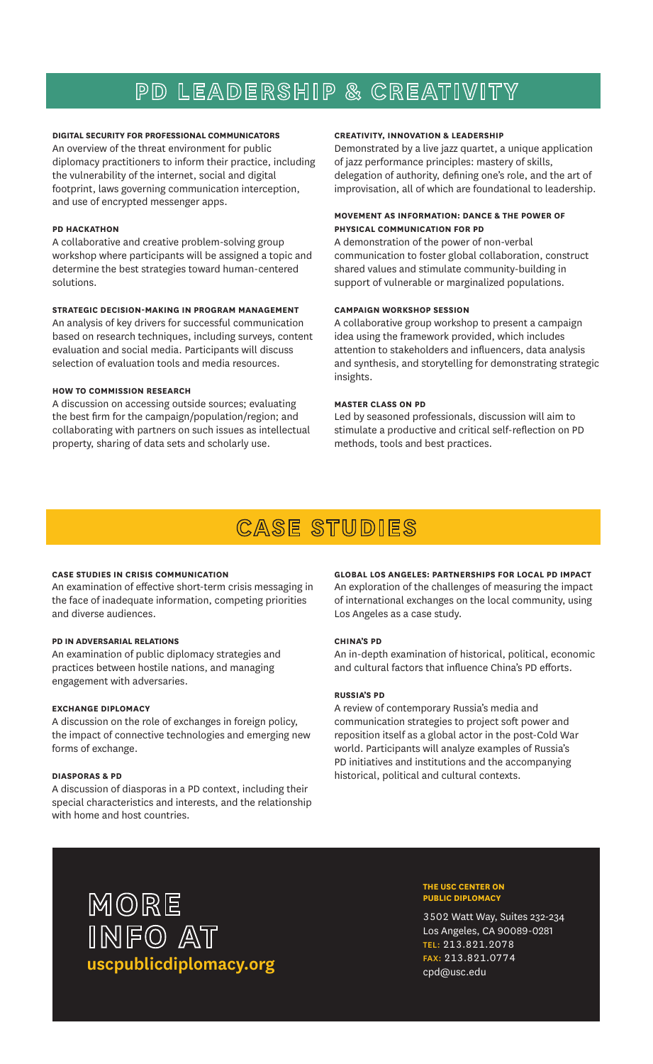## PD LEADERSHIP & CREATIVITY

**DIGITAL SECURITY FOR PROFESSIONAL COMMUNICATORS**

An overview of the threat environment for public diplomacy practitioners to inform their practice, including the vulnerability of the internet, social and digital footprint, laws governing communication interception, and use of encrypted messenger apps.

**PD HACKATHON**

A collaborative and creative problem-solving group workshop where participants will be assigned a topic and determine the best strategies toward human-centered solutions.

**STRATEGIC DECISION-MAKING IN PROGRAM MANAGEMENT**

An analysis of key drivers for successful communication based on research techniques, including surveys, content evaluation and social media. Participants will discuss selection of evaluation tools and media resources.

**HOW TO COMMISSION RESEARCH**

A discussion on accessing outside sources; evaluating the best firm for the campaign/population/region; and collaborating with partners on such issues as intellectual property, sharing of data sets and scholarly use.

**CREATIVITY, INNOVATION & LEADERSHIP**

Demonstrated by a live jazz quartet, a unique application of jazz performance principles: mastery of skills, delegation of authority, defining one's role, and the art of improvisation, all of which are foundational to leadership.

**MOVEMENT AS INFORMATION: DANCE & THE POWER OF PHYSICAL COMMUNICATION FOR PD**

A demonstration of the power of non-verbal communication to foster global collaboration, construct shared values and stimulate community-building in support of vulnerable or marginalized populations.

**CAMPAIGN WORKSHOP SESSION**

A collaborative group workshop to present a campaign idea using the framework provided, which includes attention to stakeholders and influencers, data analysis and synthesis, and storytelling for demonstrating strategic insights.

**MASTER CLASS ON PD**

Led by seasoned professionals, discussion will aim to stimulate a productive and critical self-reflection on PD methods, tools and best practices.

## CASE STUDIES

**CASE STUDIES IN CRISIS COMMUNICATION**

An examination of effective short-term crisis messaging in the face of inadequate information, competing priorities and diverse audiences.

**PD IN ADVERSARIAL RELATIONS**

An examination of public diplomacy strategies and practices between hostile nations, and managing engagement with adversaries.

**EXCHANGE DIPLOMACY**

A discussion on the role of exchanges in foreign policy, the impact of connective technologies and emerging new forms of exchange.

**DIASPORAS & PD**

A discussion of diasporas in a PD context, including their special characteristics and interests, and the relationship with home and host countries.

**GLOBAL LOS ANGELES: PARTNERSHIPS FOR LOCAL PD IMPACT**

An exploration of the challenges of measuring the impact of international exchanges on the local community, using Los Angeles as a case study.

**CHINA'S PD**

An in-depth examination of historical, political, economic and cultural factors that influence China's PD efforts.

**RUSSIA'S PD**

A review of contemporary Russia's media and communication strategies to project soft power and reposition itself as a global actor in the post-Cold War world. Participants will analyze examples of Russia's PD initiatives and institutions and the accompanying historical, political and cultural contexts.

## MORE INFO AT
**uscpublicdiplomacy.org**

**THE USC CENTER ON PUBLIC DIPLOMACY**

3502 Watt Way, Suites 232-234
Los Angeles, CA 90089-0281
TEL: 213.821.2078
FAX: 213.821.0774
cpd@usc.edu